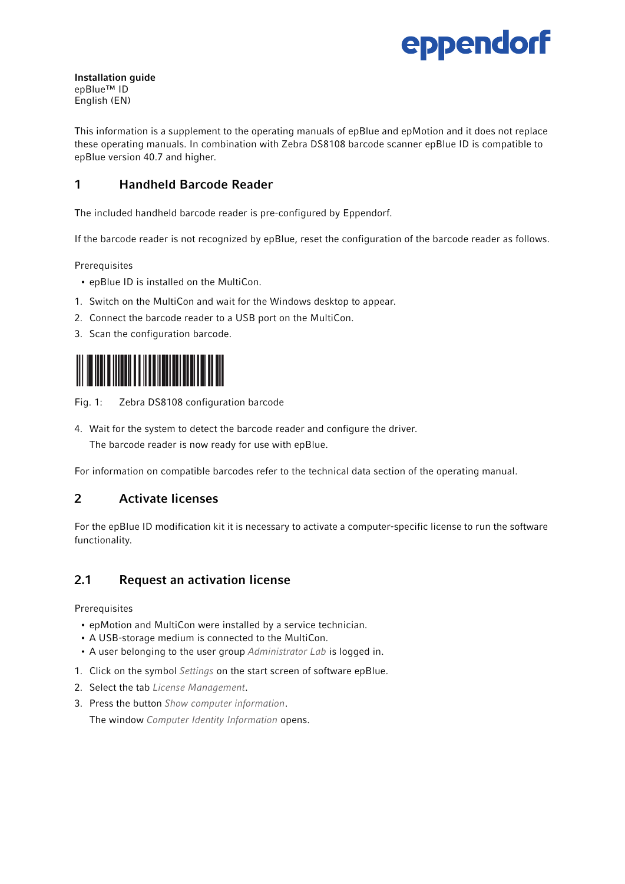**Installation guide**
epBlue™ ID
English (EN)

This information is a supplement to the operating manuals of epBlue and epMotion and it does not replace these operating manuals. In combination with Zebra DS8108 barcode scanner epBlue ID is compatible to epBlue version 40.7 and higher.

## 1 Handheld Barcode Reader

The included handheld barcode reader is pre-configured by Eppendorf.

If the barcode reader is not recognized by epBlue, reset the configuration of the barcode reader as follows.

Prerequisites

- epBlue ID is installed on the MultiCon.

1. Switch on the MultiCon and wait for the Windows desktop to appear.
2. Connect the barcode reader to a USB port on the MultiCon.
3. Scan the configuration barcode.

Fig. 1: Zebra DS8108 configuration barcode

4. Wait for the system to detect the barcode reader and configure the driver.
   The barcode reader is now ready for use with epBlue.

For information on compatible barcodes refer to the technical data section of the operating manual.

## 2 Activate licenses

For the epBlue ID modification kit it is necessary to activate a computer-specific license to run the software functionality.

### 2.1 Request an activation license

Prerequisites

- epMotion and MultiCon were installed by a service technician.
- A USB-storage medium is connected to the MultiCon.
- A user belonging to the user group *Administrator Lab* is logged in.

1. Click on the symbol *Settings* on the start screen of software epBlue.
2. Select the tab *License Management*.
3. Press the button *Show computer information*.
   The window *Computer Identity Information* opens.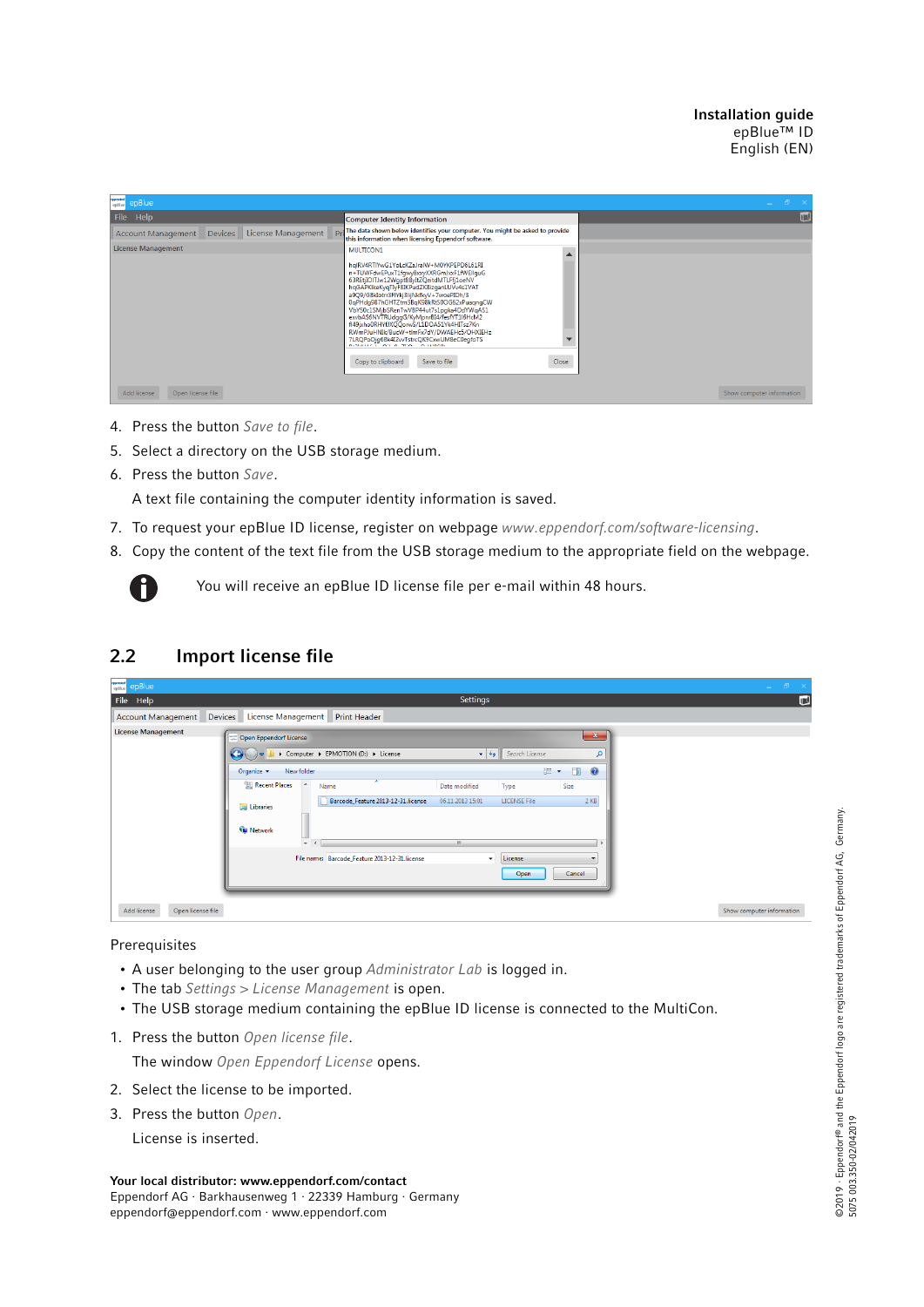4. Press the button *Save to file*.
5. Select a directory on the USB storage medium.
6. Press the button *Save*.

   A text file containing the computer identity information is saved.

7. To request your epBlue ID license, register on webpage *www.eppendorf.com/software-licensing*.
8. Copy the content of the text file from the USB storage medium to the appropriate field on the webpage.

You will receive an epBlue ID license file per e-mail within 48 hours.

## 2.2 Import license file

Prerequisites

- A user belonging to the user group *Administrator Lab* is logged in.
- The tab *Settings > License Management* is open.
- The USB storage medium containing the epBlue ID license is connected to the MultiCon.

1. Press the button *Open license file*.

   The window *Open Eppendorf License* opens.

2. Select the license to be imported.
3. Press the button *Open*.

   License is inserted.

**Your local distributor: www.eppendorf.com/contact**
Eppendorf AG · Barkhausenweg 1 · 22339 Hamburg · Germany
eppendorf@eppendorf.com · www.eppendorf.com

©2019 · Eppendorf® and the Eppendorf logo are registered trademarks of Eppendorf AG, Germany.
5075 003.350-02/042019